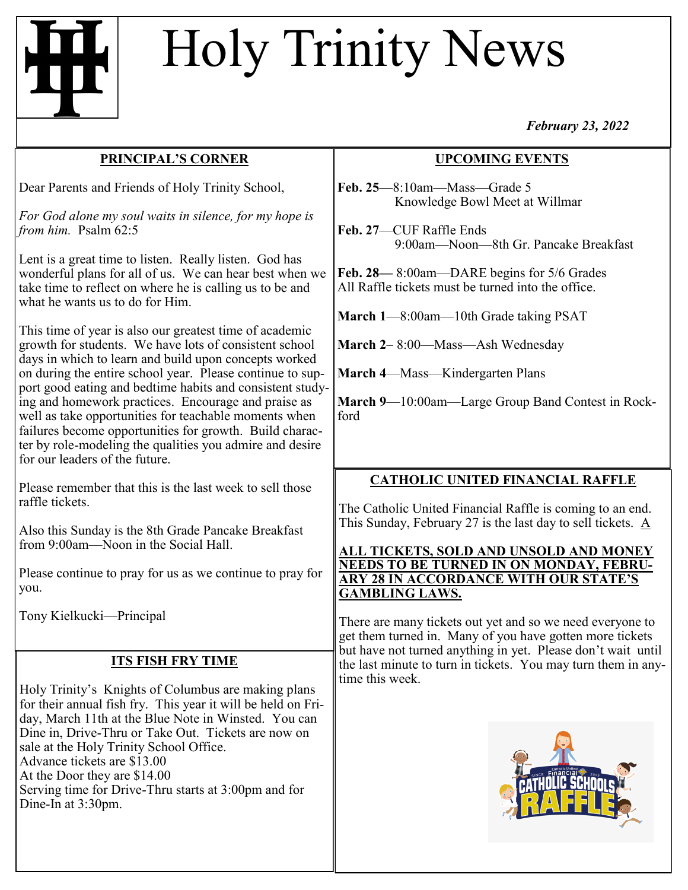# Holy Trinity News

***February 23, 2022***

## PRINCIPAL'S CORNER

Dear Parents and Friends of Holy Trinity School,

*For God alone my soul waits in silence, for my hope is from him.* Psalm 62:5

Lent is a great time to listen. Really listen. God has wonderful plans for all of us. We can hear best when we take time to reflect on where he is calling us to be and what he wants us to do for Him.

This time of year is also our greatest time of academic growth for students. We have lots of consistent school days in which to learn and build upon concepts worked on during the entire school year. Please continue to support good eating and bedtime habits and consistent studying and homework practices. Encourage and praise as well as take opportunities for teachable moments when failures become opportunities for growth. Build character by role-modeling the qualities you admire and desire for our leaders of the future.

Please remember that this is the last week to sell those raffle tickets.

Also this Sunday is the 8th Grade Pancake Breakfast from 9:00am—Noon in the Social Hall.

Please continue to pray for us as we continue to pray for you.

Tony Kielkucki—Principal

## ITS FISH FRY TIME

Holy Trinity's Knights of Columbus are making plans for their annual fish fry. This year it will be held on Friday, March 11th at the Blue Note in Winsted. You can Dine in, Drive-Thru or Take Out. Tickets are now on sale at the Holy Trinity School Office.
Advance tickets are $13.00
At the Door they are $14.00
Serving time for Drive-Thru starts at 3:00pm and for Dine-In at 3:30pm.

## UPCOMING EVENTS

**Feb. 25**—8:10am—Mass—Grade 5
Knowledge Bowl Meet at Willmar

**Feb. 27**—CUF Raffle Ends
9:00am—Noon—8th Gr. Pancake Breakfast

**Feb. 28**— 8:00am—DARE begins for 5/6 Grades
All Raffle tickets must be turned into the office.

**March 1**—8:00am—10th Grade taking PSAT

**March 2**– 8:00—Mass—Ash Wednesday

**March 4**—Mass—Kindergarten Plans

**March 9**—10:00am—Large Group Band Contest in Rockford

## CATHOLIC UNITED FINANCIAL RAFFLE

The Catholic United Financial Raffle is coming to an end. This Sunday, February 27 is the last day to sell tickets. A

**ALL TICKETS, SOLD AND UNSOLD AND MONEY NEEDS TO BE TURNED IN ON MONDAY, FEBRUARY 28 IN ACCORDANCE WITH OUR STATE'S GAMBLING LAWS.**

There are many tickets out yet and so we need everyone to get them turned in. Many of you have gotten more tickets but have not turned anything in yet. Please don't wait until the last minute to turn in tickets. You may turn them in anytime this week.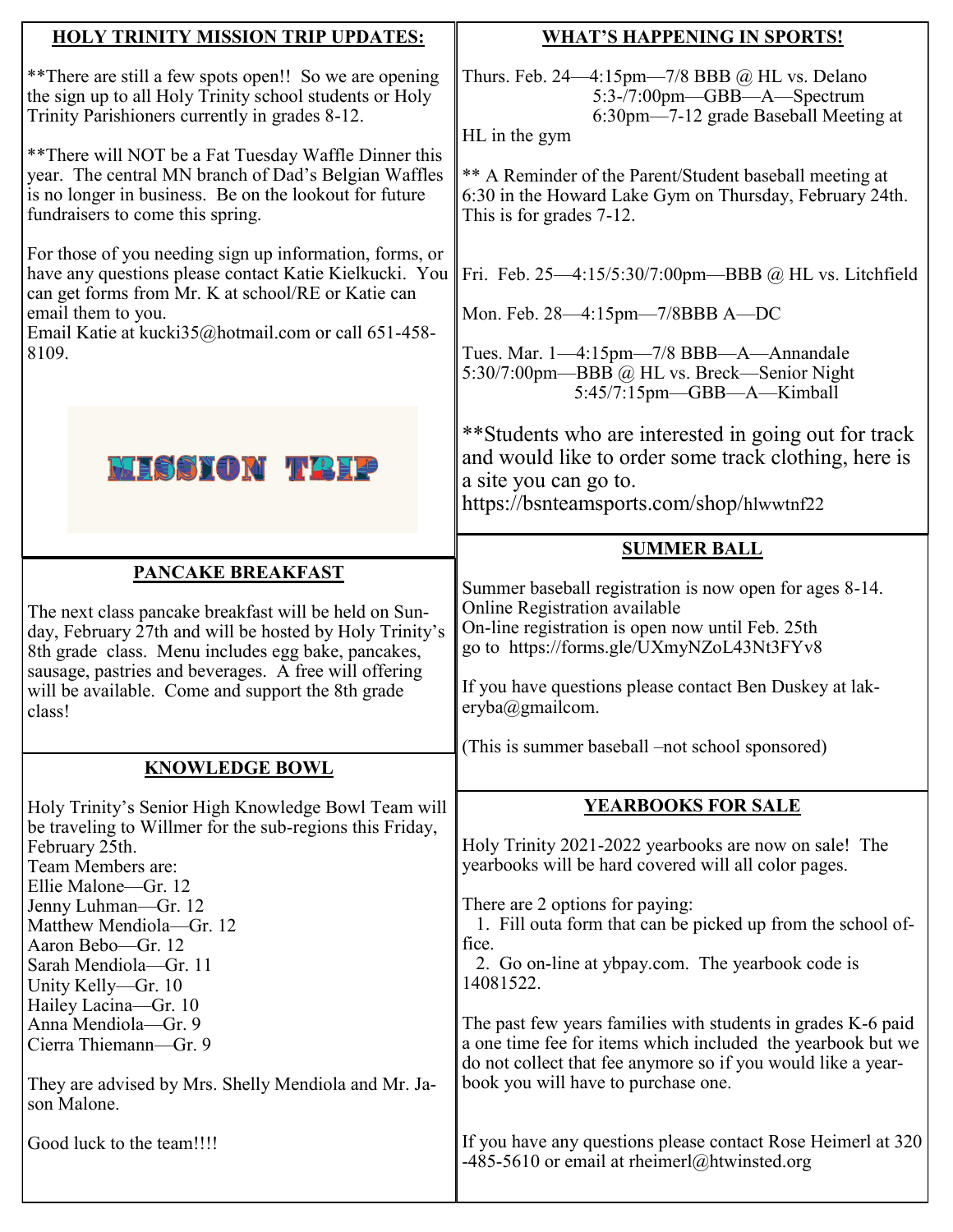## HOLY TRINITY MISSION TRIP UPDATES:

**There are still a few spots open!! So we are opening the sign up to all Holy Trinity school students or Holy Trinity Parishioners currently in grades 8-12.

**There will NOT be a Fat Tuesday Waffle Dinner this year. The central MN branch of Dad's Belgian Waffles is no longer in business. Be on the lookout for future fundraisers to come this spring.

For those of you needing sign up information, forms, or have any questions please contact Katie Kielkucki. You can get forms from Mr. K at school/RE or Katie can email them to you.
Email Katie at kucki35@hotmail.com or call 651-458-8109.

MISSION TRIP

## PANCAKE BREAKFAST

The next class pancake breakfast will be held on Sunday, February 27th and will be hosted by Holy Trinity's 8th grade class. Menu includes egg bake, pancakes, sausage, pastries and beverages. A free will offering will be available. Come and support the 8th grade class!

## KNOWLEDGE BOWL

Holy Trinity's Senior High Knowledge Bowl Team will be traveling to Willmer for the sub-regions this Friday, February 25th.
Team Members are:
Ellie Malone—Gr. 12
Jenny Luhman—Gr. 12
Matthew Mendiola—Gr. 12
Aaron Bebo—Gr. 12
Sarah Mendiola—Gr. 11
Unity Kelly—Gr. 10
Hailey Lacina—Gr. 10
Anna Mendiola—Gr. 9
Cierra Thiemann—Gr. 9

They are advised by Mrs. Shelly Mendiola and Mr. Jason Malone.

Good luck to the team!!!!

## WHAT'S HAPPENING IN SPORTS!

Thurs. Feb. 24—4:15pm—7/8 BBB @ HL vs. Delano
5:3-/7:00pm—GBB—A—Spectrum
6:30pm—7-12 grade Baseball Meeting at HL in the gym

** A Reminder of the Parent/Student baseball meeting at 6:30 in the Howard Lake Gym on Thursday, February 24th. This is for grades 7-12.

Fri. Feb. 25—4:15/5:30/7:00pm—BBB @ HL vs. Litchfield

Mon. Feb. 28—4:15pm—7/8BBB A—DC

Tues. Mar. 1—4:15pm—7/8 BBB—A—Annandale
5:30/7:00pm—BBB @ HL vs. Breck—Senior Night
5:45/7:15pm—GBB—A—Kimball

**Students who are interested in going out for track and would like to order some track clothing, here is a site you can go to.
https://bsnteamsports.com/shop/hlwwtnf22

## SUMMER BALL

Summer baseball registration is now open for ages 8-14.
Online Registration available
On-line registration is open now until Feb. 25th
go to https://forms.gle/UXmyNZoL43Nt3FYv8

If you have questions please contact Ben Duskey at lakeryba@gmailcom.

(This is summer baseball –not school sponsored)

## YEARBOOKS FOR SALE

Holy Trinity 2021-2022 yearbooks are now on sale! The yearbooks will be hard covered will all color pages.

There are 2 options for paying:
1. Fill outa form that can be picked up from the school office.
2. Go on-line at ybpay.com. The yearbook code is 14081522.

The past few years families with students in grades K-6 paid a one time fee for items which included the yearbook but we do not collect that fee anymore so if you would like a yearbook you will have to purchase one.

If you have any questions please contact Rose Heimerl at 320-485-5610 or email at rheimerl@htwinsted.org